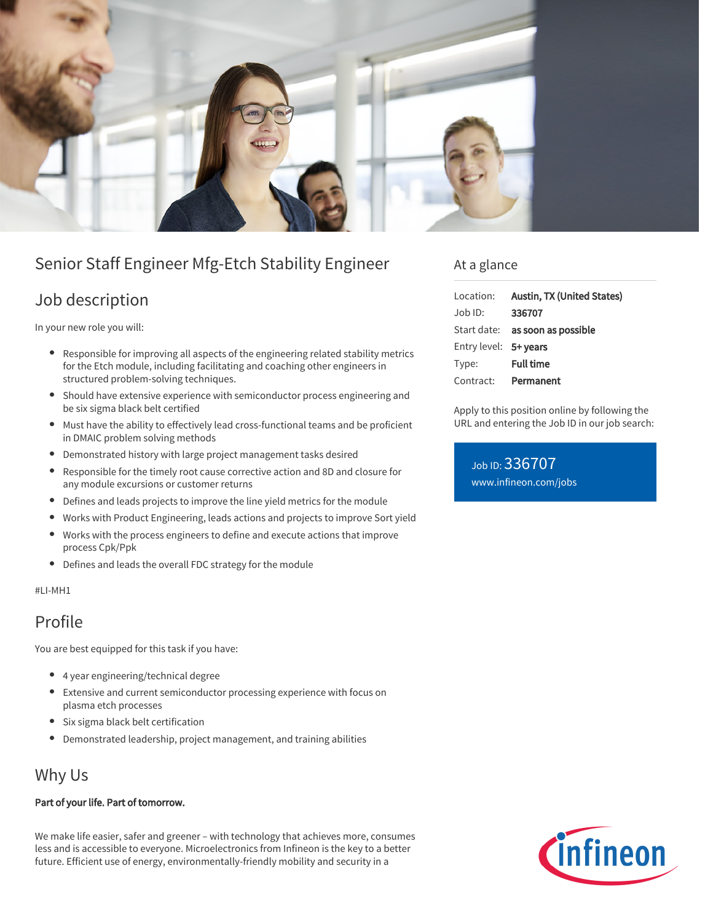# Senior Staff Engineer Mfg-Etch Stability Engineer

## Job description

In your new role you will:

- Responsible for improving all aspects of the engineering related stability metrics for the Etch module, including facilitating and coaching other engineers in structured problem-solving techniques.
- Should have extensive experience with semiconductor process engineering and be six sigma black belt certified
- Must have the ability to effectively lead cross-functional teams and be proficient in DMAIC problem solving methods
- Demonstrated history with large project management tasks desired
- Responsible for the timely root cause corrective action and 8D and closure for any module excursions or customer returns
- Defines and leads projects to improve the line yield metrics for the module
- Works with Product Engineering, leads actions and projects to improve Sort yield
- Works with the process engineers to define and execute actions that improve process Cpk/Ppk
- Defines and leads the overall FDC strategy for the module

#LI-MH1

## Profile

You are best equipped for this task if you have:

- 4 year engineering/technical degree
- Extensive and current semiconductor processing experience with focus on plasma etch processes
- Six sigma black belt certification
- Demonstrated leadership, project management, and training abilities

## Why Us

**Part of your life. Part of tomorrow.**

We make life easier, safer and greener – with technology that achieves more, consumes less and is accessible to everyone. Microelectronics from Infineon is the key to a better future. Efficient use of energy, environmentally-friendly mobility and security in a

## At a glance

| | |
|---|---|
| Location: | **Austin, TX (United States)** |
| Job ID: | **336707** |
| Start date: | **as soon as possible** |
| Entry level: | **5+ years** |
| Type: | **Full time** |
| Contract: | **Permanent** |

Apply to this position online by following the URL and entering the Job ID in our job search:

Job ID: 336707
www.infineon.com/jobs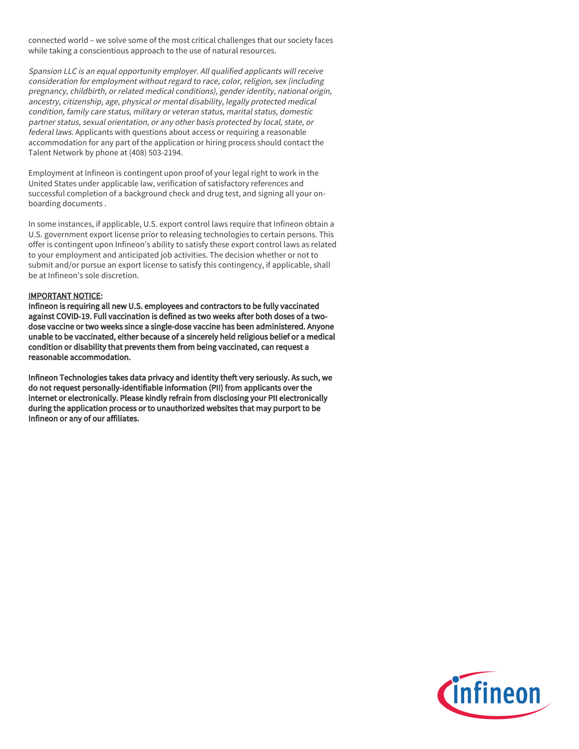connected world – we solve some of the most critical challenges that our society faces while taking a conscientious approach to the use of natural resources.

*Spansion LLC is an equal opportunity employer. All qualified applicants will receive consideration for employment without regard to race, color, religion, sex (including pregnancy, childbirth, or related medical conditions), gender identity, national origin, ancestry, citizenship, age, physical or mental disability, legally protected medical condition, family care status, military or veteran status, marital status, domestic partner status, sexual orientation, or any other basis protected by local, state, or federal laws.* Applicants with questions about access or requiring a reasonable accommodation for any part of the application or hiring process should contact the Talent Network by phone at (408) 503-2194.

Employment at Infineon is contingent upon proof of your legal right to work in the United States under applicable law, verification of satisfactory references and successful completion of a background check and drug test, and signing all your on-boarding documents .

In some instances, if applicable, U.S. export control laws require that Infineon obtain a U.S. government export license prior to releasing technologies to certain persons. This offer is contingent upon Infineon's ability to satisfy these export control laws as related to your employment and anticipated job activities. The decision whether or not to submit and/or pursue an export license to satisfy this contingency, if applicable, shall be at Infineon's sole discretion.

<u>IMPORTANT NOTICE</u>:
**Infineon is requiring all new U.S. employees and contractors to be fully vaccinated against COVID-19. Full vaccination is defined as two weeks after both doses of a two-dose vaccine or two weeks since a single-dose vaccine has been administered. Anyone unable to be vaccinated, either because of a sincerely held religious belief or a medical condition or disability that prevents them from being vaccinated, can request a reasonable accommodation.**

**Infineon Technologies takes data privacy and identity theft very seriously. As such, we do not request personally-identifiable information (PII) from applicants over the internet or electronically. Please kindly refrain from disclosing your PII electronically during the application process or to unauthorized websites that may purport to be Infineon or any of our affiliates.**

Infineon